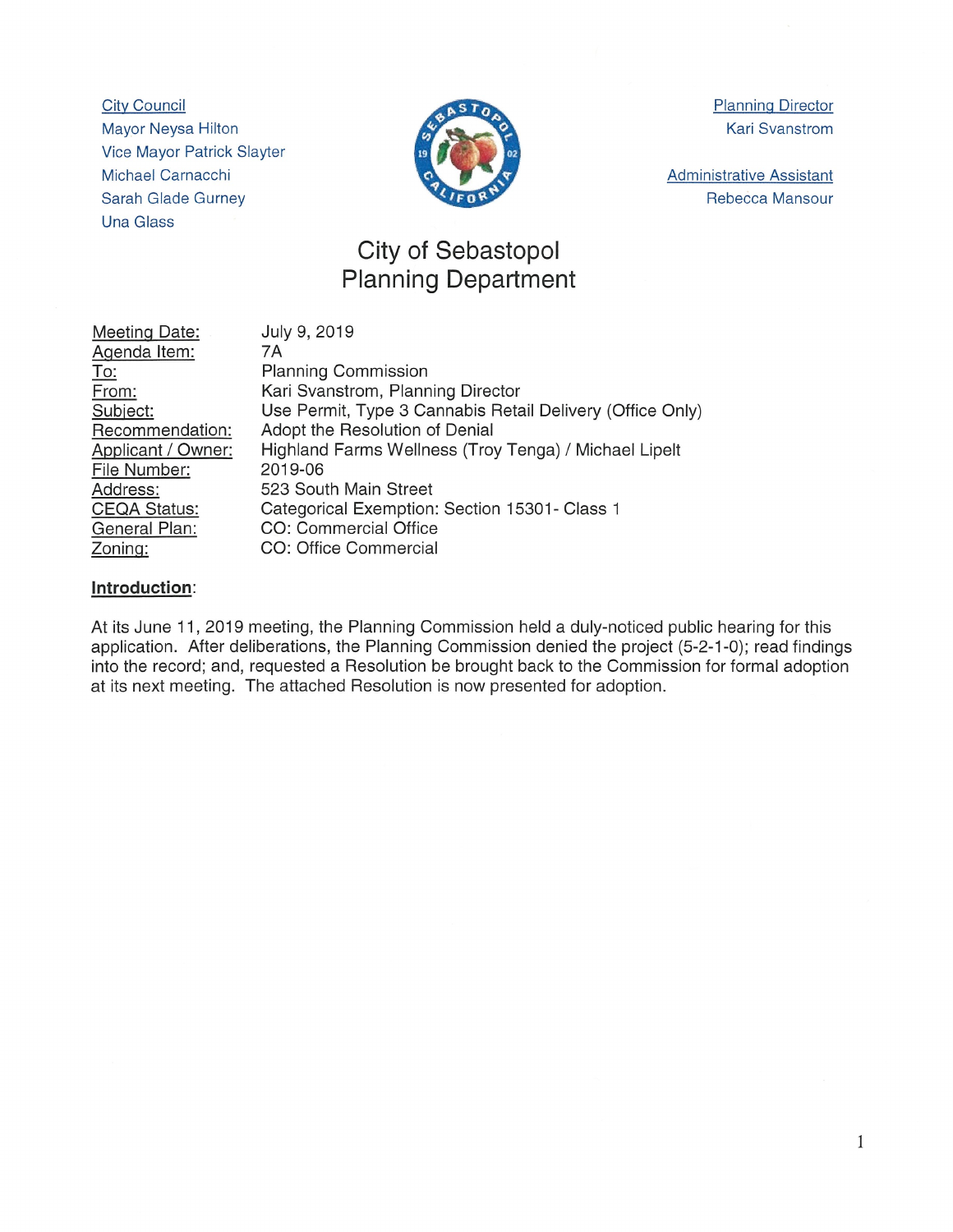City Council
Mayor Neysa Hilton
Vice Mayor Patrick Slayter
Michael Carnacchi
Sarah Glade Gurney
Una Glass

Planning Director
Kari Svanstrom

Administrative Assistant
Rebecca Mansour

# City of Sebastopol
# Planning Department

| | |
|---|---|
| Meeting Date: | July 9, 2019 |
| Agenda Item: | 7A |
| To: | Planning Commission |
| From: | Kari Svanstrom, Planning Director |
| Subject: | Use Permit, Type 3 Cannabis Retail Delivery (Office Only) |
| Recommendation: | Adopt the Resolution of Denial |
| Applicant / Owner: | Highland Farms Wellness (Troy Tenga) / Michael Lipelt |
| File Number: | 2019-06 |
| Address: | 523 South Main Street |
| CEQA Status: | Categorical Exemption: Section 15301- Class 1 |
| General Plan: | CO: Commercial Office |
| Zoning: | CO: Office Commercial |

**Introduction**:

At its June 11, 2019 meeting, the Planning Commission held a duly-noticed public hearing for this application. After deliberations, the Planning Commission denied the project (5-2-1-0); read findings into the record; and, requested a Resolution be brought back to the Commission for formal adoption at its next meeting. The attached Resolution is now presented for adoption.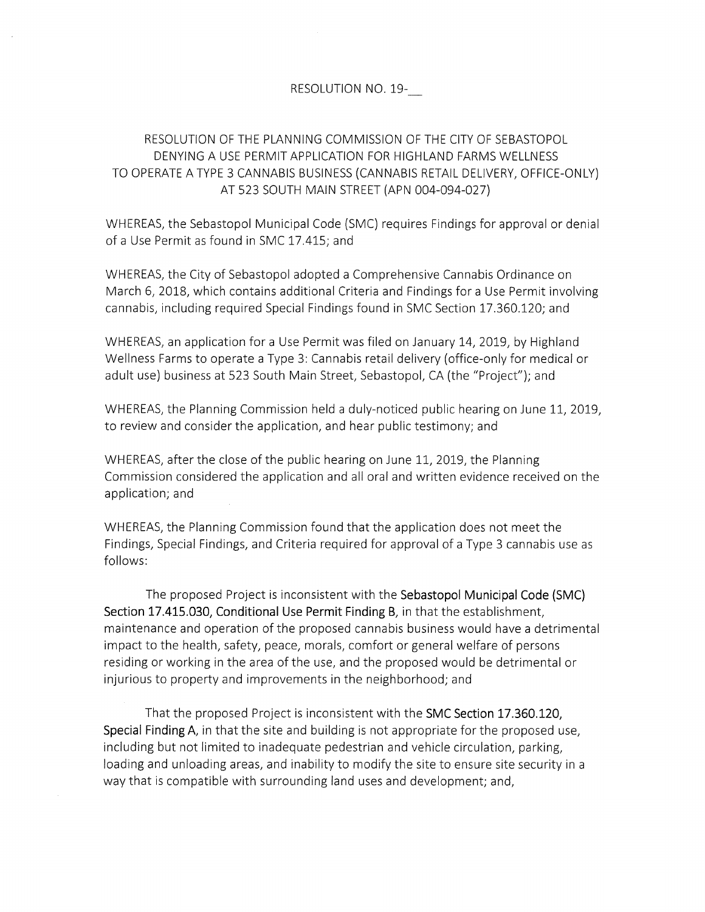RESOLUTION NO. 19-__

RESOLUTION OF THE PLANNING COMMISSION OF THE CITY OF SEBASTOPOL DENYING A USE PERMIT APPLICATION FOR HIGHLAND FARMS WELLNESS TO OPERATE A TYPE 3 CANNABIS BUSINESS (CANNABIS RETAIL DELIVERY, OFFICE-ONLY) AT 523 SOUTH MAIN STREET (APN 004-094-027)

WHEREAS, the Sebastopol Municipal Code (SMC) requires Findings for approval or denial of a Use Permit as found in SMC 17.415; and

WHEREAS, the City of Sebastopol adopted a Comprehensive Cannabis Ordinance on March 6, 2018, which contains additional Criteria and Findings for a Use Permit involving cannabis, including required Special Findings found in SMC Section 17.360.120; and

WHEREAS, an application for a Use Permit was filed on January 14, 2019, by Highland Wellness Farms to operate a Type 3: Cannabis retail delivery (office-only for medical or adult use) business at 523 South Main Street, Sebastopol, CA (the "Project"); and

WHEREAS, the Planning Commission held a duly-noticed public hearing on June 11, 2019, to review and consider the application, and hear public testimony; and

WHEREAS, after the close of the public hearing on June 11, 2019, the Planning Commission considered the application and all oral and written evidence received on the application; and

WHEREAS, the Planning Commission found that the application does not meet the Findings, Special Findings, and Criteria required for approval of a Type 3 cannabis use as follows:

The proposed Project is inconsistent with the **Sebastopol Municipal Code (SMC) Section 17.415.030, Conditional Use Permit Finding B**, in that the establishment, maintenance and operation of the proposed cannabis business would have a detrimental impact to the health, safety, peace, morals, comfort or general welfare of persons residing or working in the area of the use, and the proposed would be detrimental or injurious to property and improvements in the neighborhood; and

That the proposed Project is inconsistent with the **SMC Section 17.360.120, Special Finding A**, in that the site and building is not appropriate for the proposed use, including but not limited to inadequate pedestrian and vehicle circulation, parking, loading and unloading areas, and inability to modify the site to ensure site security in a way that is compatible with surrounding land uses and development; and,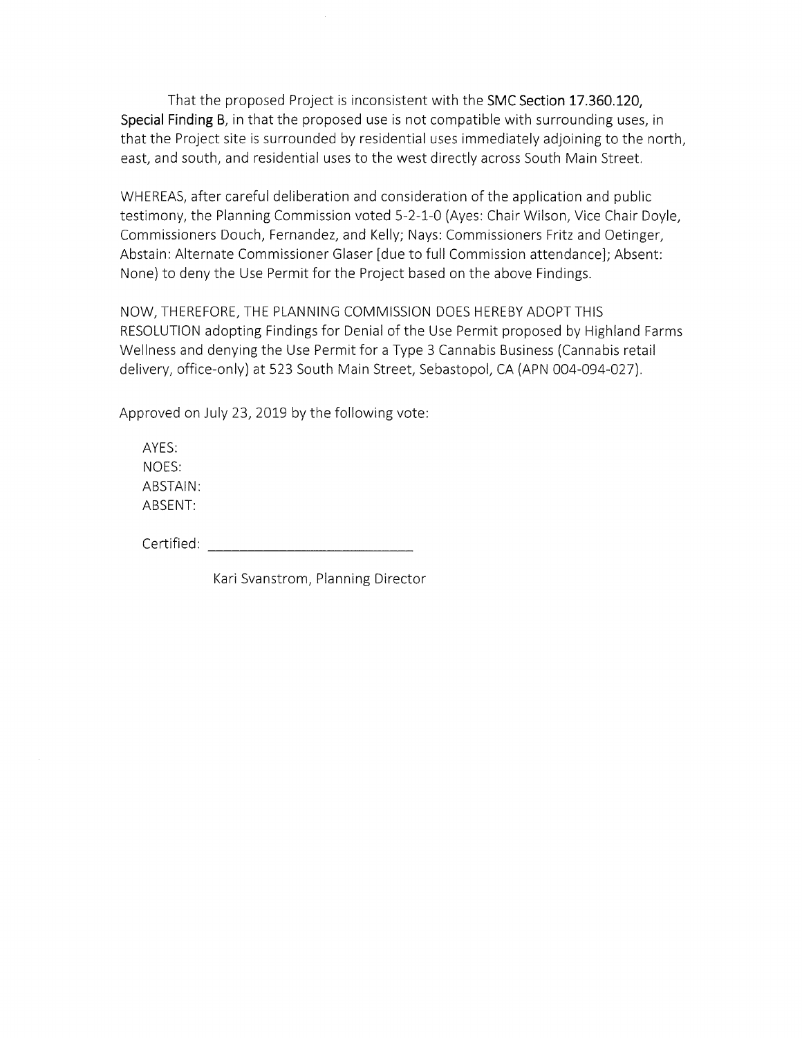That the proposed Project is inconsistent with the **SMC Section 17.360.120, Special Finding B**, in that the proposed use is not compatible with surrounding uses, in that the Project site is surrounded by residential uses immediately adjoining to the north, east, and south, and residential uses to the west directly across South Main Street.

WHEREAS, after careful deliberation and consideration of the application and public testimony, the Planning Commission voted 5-2-1-0 (Ayes: Chair Wilson, Vice Chair Doyle, Commissioners Douch, Fernandez, and Kelly; Nays: Commissioners Fritz and Oetinger, Abstain: Alternate Commissioner Glaser [due to full Commission attendance]; Absent: None) to deny the Use Permit for the Project based on the above Findings.

NOW, THEREFORE, THE PLANNING COMMISSION DOES HEREBY ADOPT THIS RESOLUTION adopting Findings for Denial of the Use Permit proposed by Highland Farms Wellness and denying the Use Permit for a Type 3 Cannabis Business (Cannabis retail delivery, office-only) at 523 South Main Street, Sebastopol, CA (APN 004-094-027).

Approved on July 23, 2019 by the following vote:

AYES:
NOES:
ABSTAIN:
ABSENT:

Certified: ____________________________

Kari Svanstrom, Planning Director